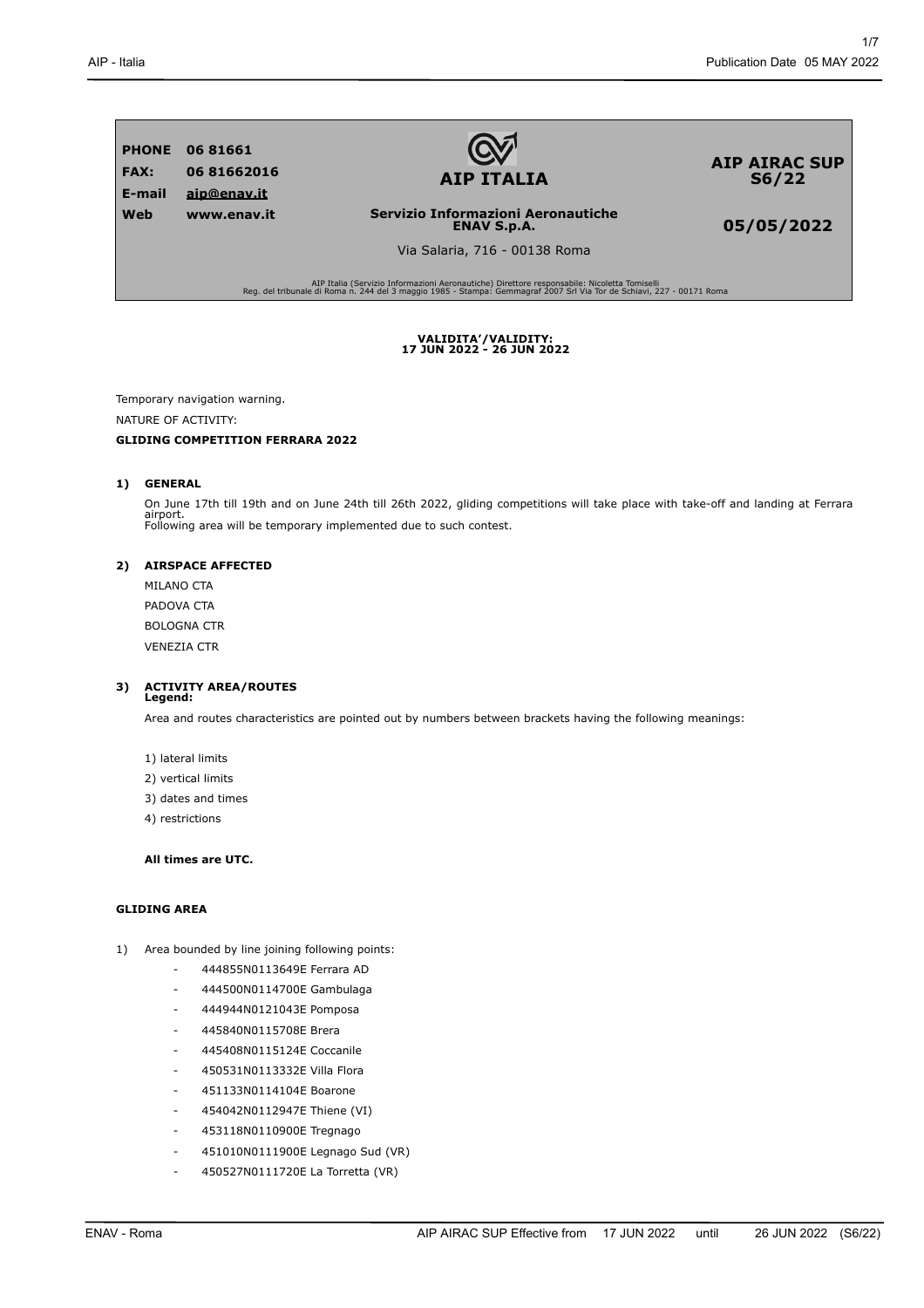| PHONE | 06 81661 | AIP ITALIA | AIP AIRAC SUP S6/22 |
|---|---|---|---|
| FAX: | 06 81662016 | | |
| E-mail | aip@enav.it | | |
| Web | www.enav.it | Servizio Informazioni Aeronautiche ENAV S.p.A. | 05/05/2022 |
| | | Via Salaria, 716 - 00138 Roma | |

AIP Italia (Servizio Informazioni Aeronautiche) Direttore responsabile: Nicoletta Tomiselli
Reg. del tribunale di Roma n. 244 del 3 maggio 1985 - Stampa: Gemmagraf 2007 Srl Via Tor de Schiavi, 227 - 00171 Roma

**VALIDITA'/VALIDITY:**
**17 JUN 2022 - 26 JUN 2022**

Temporary navigation warning.

NATURE OF ACTIVITY:

**GLIDING COMPETITION FERRARA 2022**

## 1) GENERAL

On June 17th till 19th and on June 24th till 26th 2022, gliding competitions will take place with take-off and landing at Ferrara airport.
Following area will be temporary implemented due to such contest.

## 2) AIRSPACE AFFECTED

MILANO CTA

PADOVA CTA

BOLOGNA CTR

VENEZIA CTR

## 3) ACTIVITY AREA/ROUTES

**Legend:**

Area and routes characteristics are pointed out by numbers between brackets having the following meanings:

1) lateral limits
2) vertical limits
3) dates and times
4) restrictions

**All times are UTC.**

**GLIDING AREA**

1) Area bounded by line joining following points:
   - 444855N0113649E Ferrara AD
   - 444500N0114700E Gambulaga
   - 444944N0121043E Pomposa
   - 445840N0115708E Brera
   - 445408N0115124E Coccanile
   - 450531N0113332E Villa Flora
   - 451133N0114104E Boarone
   - 454042N0112947E Thiene (VI)
   - 453118N0110900E Tregnago
   - 451010N0111900E Legnago Sud (VR)
   - 450527N0111720E La Torretta (VR)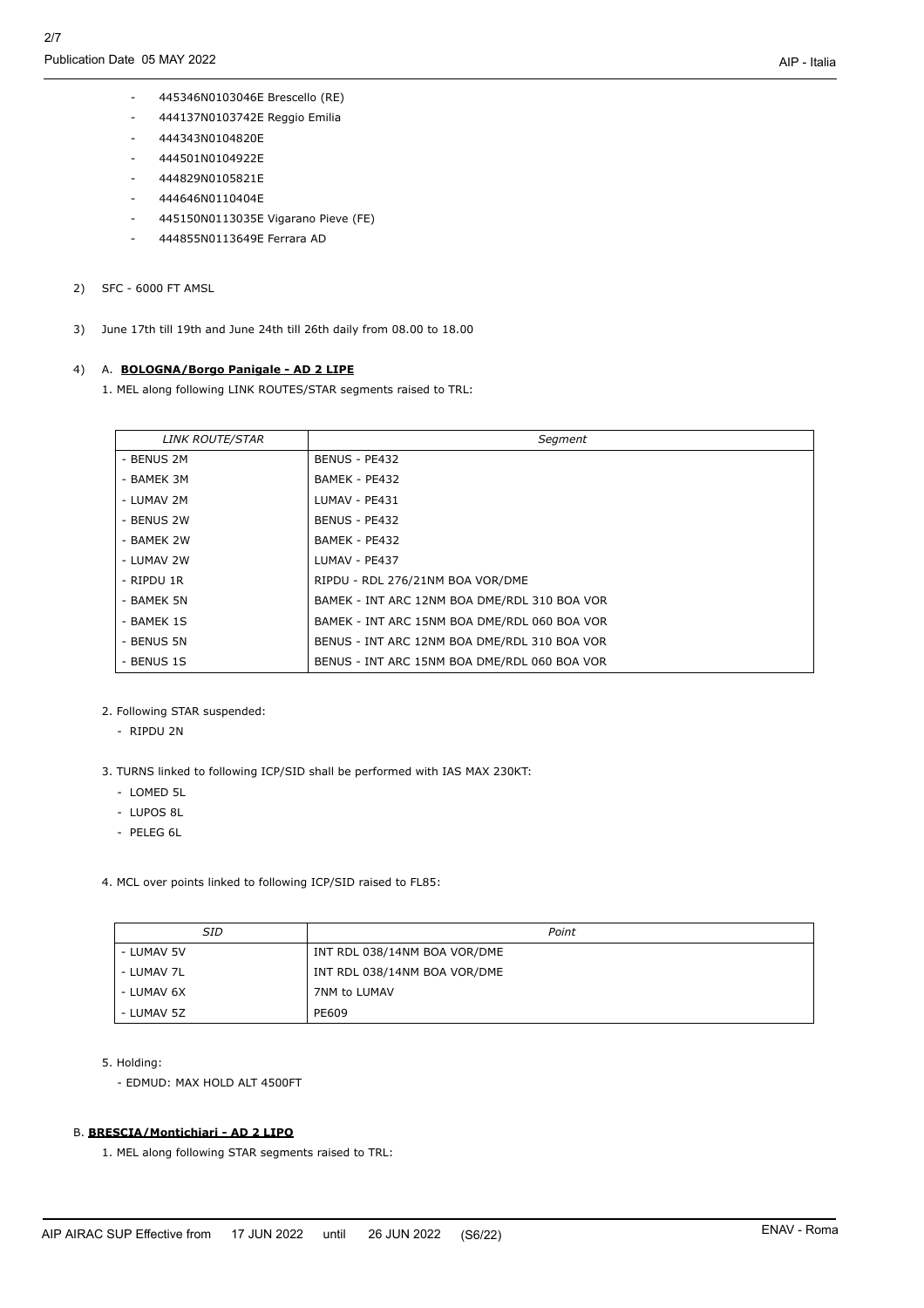- 445346N0103046E Brescello (RE)
- 444137N0103742E Reggio Emilia
- 444343N0104820E
- 444501N0104922E
- 444829N0105821E
- 444646N0110404E
- 445150N0113035E Vigarano Pieve (FE)
- 444855N0113649E Ferrara AD

2) SFC - 6000 FT AMSL

3) June 17th till 19th and June 24th till 26th daily from 08.00 to 18.00

4) A. **BOLOGNA/Borgo Panigale - AD 2 LIPE**

1. MEL along following LINK ROUTES/STAR segments raised to TRL:

| *LINK ROUTE/STAR* | *Segment* |
|---|---|
| - BENUS 2M | BENUS - PE432 |
| - BAMEK 3M | BAMEK - PE432 |
| - LUMAV 2M | LUMAV - PE431 |
| - BENUS 2W | BENUS - PE432 |
| - BAMEK 2W | BAMEK - PE432 |
| - LUMAV 2W | LUMAV - PE437 |
| - RIPDU 1R | RIPDU - RDL 276/21NM BOA VOR/DME |
| - BAMEK 5N | BAMEK - INT ARC 12NM BOA DME/RDL 310 BOA VOR |
| - BAMEK 1S | BAMEK - INT ARC 15NM BOA DME/RDL 060 BOA VOR |
| - BENUS 5N | BENUS - INT ARC 12NM BOA DME/RDL 310 BOA VOR |
| - BENUS 1S | BENUS - INT ARC 15NM BOA DME/RDL 060 BOA VOR |

2. Following STAR suspended:
   - RIPDU 2N

3. TURNS linked to following ICP/SID shall be performed with IAS MAX 230KT:
   - LOMED 5L
   - LUPOS 8L
   - PELEG 6L

4. MCL over points linked to following ICP/SID raised to FL85:

| *SID* | *Point* |
|---|---|
| - LUMAV 5V | INT RDL 038/14NM BOA VOR/DME |
| - LUMAV 7L | INT RDL 038/14NM BOA VOR/DME |
| - LUMAV 6X | 7NM to LUMAV |
| - LUMAV 5Z | PE609 |

5. Holding:
   - EDMUD: MAX HOLD ALT 4500FT

B. **BRESCIA/Montichiari - AD 2 LIPO**

1. MEL along following STAR segments raised to TRL: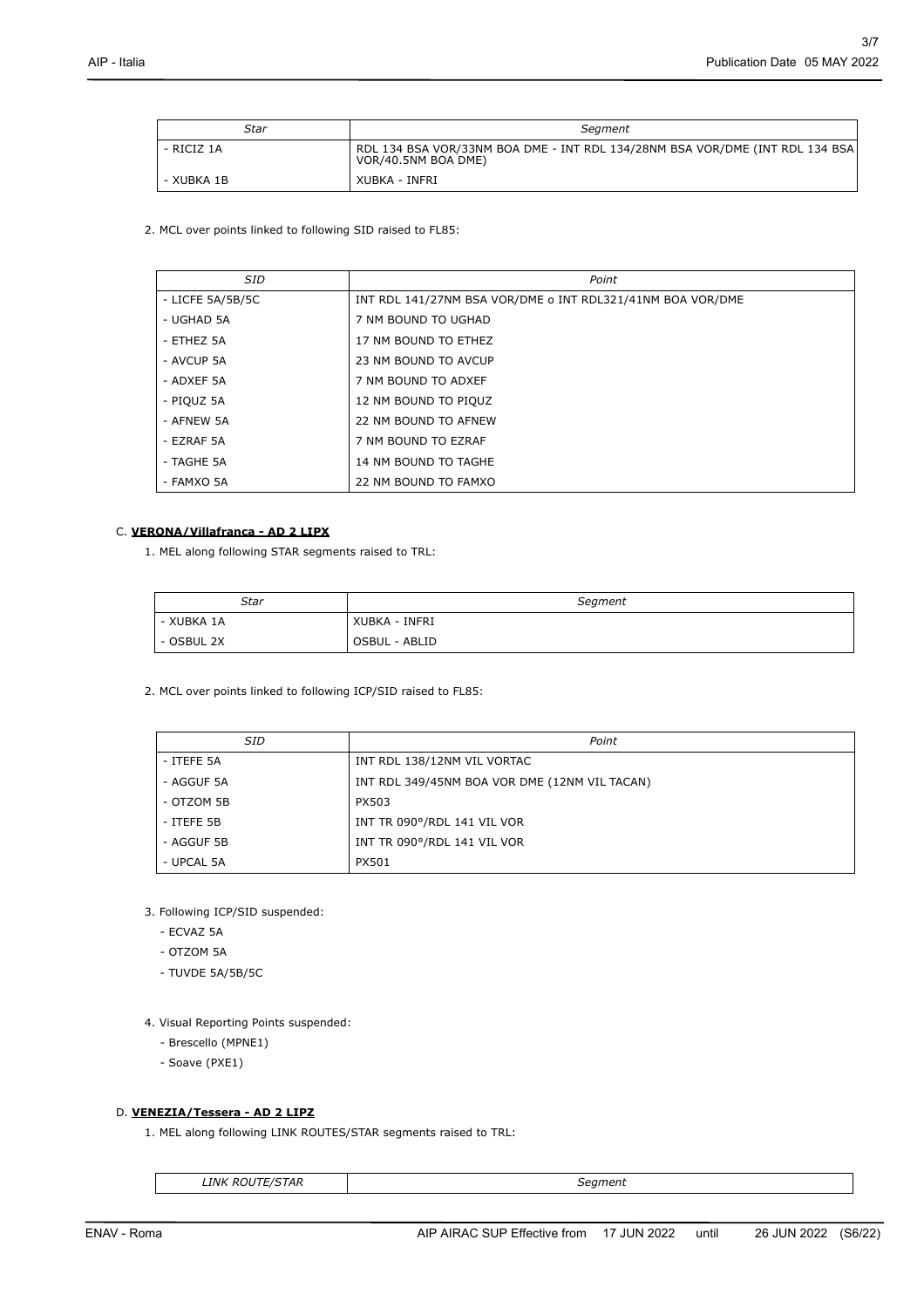| *Star* | *Segment* |
| --- | --- |
| - RICIZ 1A | RDL 134 BSA VOR/33NM BOA DME - INT RDL 134/28NM BSA VOR/DME (INT RDL 134 BSA VOR/40.5NM BOA DME) |
| - XUBKA 1B | XUBKA - INFRI |

2. MCL over points linked to following SID raised to FL85:

| *SID* | *Point* |
| --- | --- |
| - LICFE 5A/5B/5C | INT RDL 141/27NM BSA VOR/DME o INT RDL321/41NM BOA VOR/DME |
| - UGHAD 5A | 7 NM BOUND TO UGHAD |
| - ETHEZ 5A | 17 NM BOUND TO ETHEZ |
| - AVCUP 5A | 23 NM BOUND TO AVCUP |
| - ADXEF 5A | 7 NM BOUND TO ADXEF |
| - PIQUZ 5A | 12 NM BOUND TO PIQUZ |
| - AFNEW 5A | 22 NM BOUND TO AFNEW |
| - EZRAF 5A | 7 NM BOUND TO EZRAF |
| - TAGHE 5A | 14 NM BOUND TO TAGHE |
| - FAMXO 5A | 22 NM BOUND TO FAMXO |

C. **VERONA/Villafranca - AD 2 LIPX**

1. MEL along following STAR segments raised to TRL:

| *Star* | *Segment* |
| --- | --- |
| - XUBKA 1A | XUBKA - INFRI |
| - OSBUL 2X | OSBUL - ABLID |

2. MCL over points linked to following ICP/SID raised to FL85:

| *SID* | *Point* |
| --- | --- |
| - ITEFE 5A | INT RDL 138/12NM VIL VORTAC |
| - AGGUF 5A | INT RDL 349/45NM BOA VOR DME (12NM VIL TACAN) |
| - OTZOM 5B | PX503 |
| - ITEFE 5B | INT TR 090°/RDL 141 VIL VOR |
| - AGGUF 5B | INT TR 090°/RDL 141 VIL VOR |
| - UPCAL 5A | PX501 |

3. Following ICP/SID suspended:
   - ECVAZ 5A
   - OTZOM 5A
   - TUVDE 5A/5B/5C

4. Visual Reporting Points suspended:
   - Brescello (MPNE1)
   - Soave (PXE1)

D. **VENEZIA/Tessera - AD 2 LIPZ**

1. MEL along following LINK ROUTES/STAR segments raised to TRL:

| *LINK ROUTE/STAR* | *Segment* |
| --- | --- |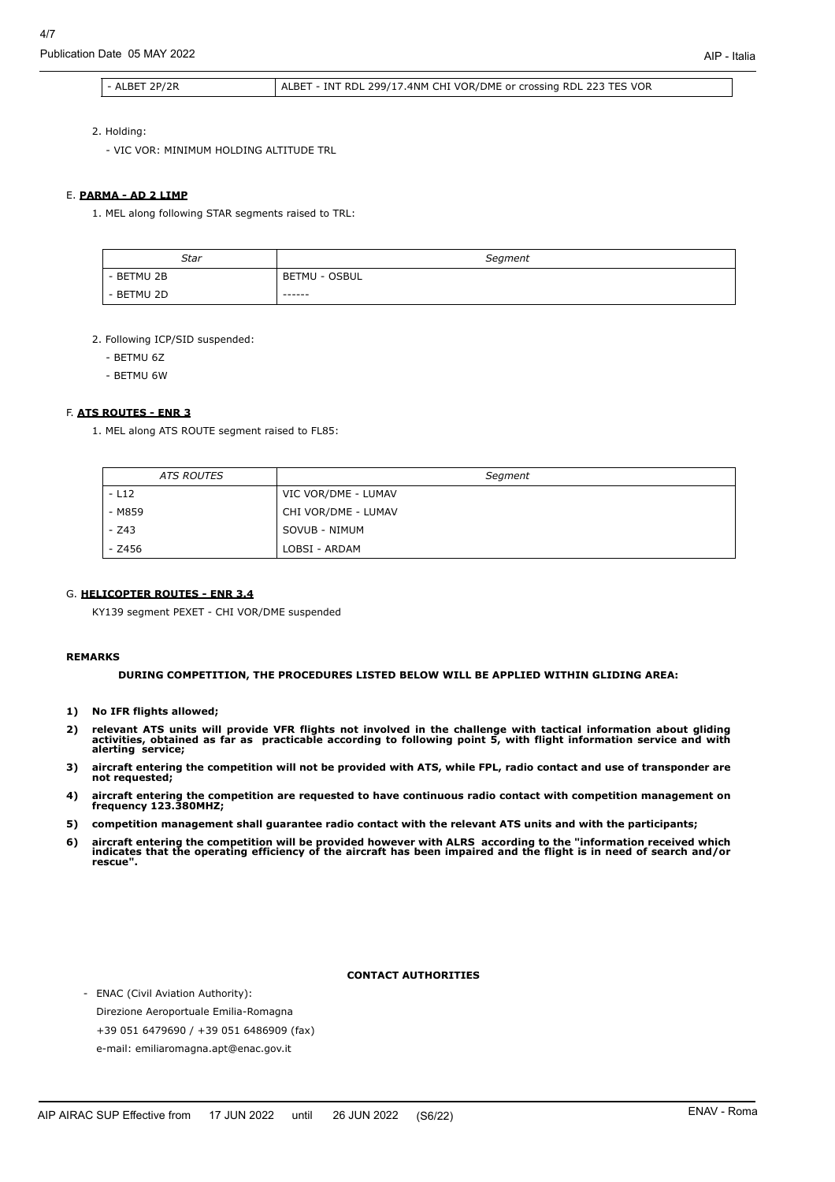| | |
|---|---|
| - ALBET 2P/2R | ALBET - INT RDL 299/17.4NM CHI VOR/DME or crossing RDL 223 TES VOR |

2. Holding:

   - VIC VOR: MINIMUM HOLDING ALTITUDE TRL

### E. PARMA - AD 2 LIMP

1. MEL along following STAR segments raised to TRL:

| *Star* | *Segment* |
|---|---|
| - BETMU 2B | BETMU - OSBUL |
| - BETMU 2D | ------ |

2. Following ICP/SID suspended:

   - BETMU 6Z
   - BETMU 6W

### F. ATS ROUTES - ENR 3

1. MEL along ATS ROUTE segment raised to FL85:

| *ATS ROUTES* | *Segment* |
|---|---|
| - L12 | VIC VOR/DME - LUMAV |
| - M859 | CHI VOR/DME - LUMAV |
| - Z43 | SOVUB - NIMUM |
| - Z456 | LOBSI - ARDAM |

### G. HELICOPTER ROUTES - ENR 3.4

KY139 segment PEXET - CHI VOR/DME suspended

**REMARKS**

**DURING COMPETITION, THE PROCEDURES LISTED BELOW WILL BE APPLIED WITHIN GLIDING AREA:**

**1) No IFR flights allowed;**

**2) relevant ATS units will provide VFR flights not involved in the challenge with tactical information about gliding activities, obtained as far as practicable according to following point 5, with flight information service and with alerting service;**

**3) aircraft entering the competition will not be provided with ATS, while FPL, radio contact and use of transponder are not requested;**

**4) aircraft entering the competition are requested to have continuous radio contact with competition management on frequency 123.380MHZ;**

**5) competition management shall guarantee radio contact with the relevant ATS units and with the participants;**

**6) aircraft entering the competition will be provided however with ALRS according to the "information received which indicates that the operating efficiency of the aircraft has been impaired and the flight is in need of search and/or rescue".**

**CONTACT AUTHORITIES**

- ENAC (Civil Aviation Authority):

  Direzione Aeroportuale Emilia-Romagna

  +39 051 6479690 / +39 051 6486909 (fax)

  e-mail: emiliaromagna.apt@enac.gov.it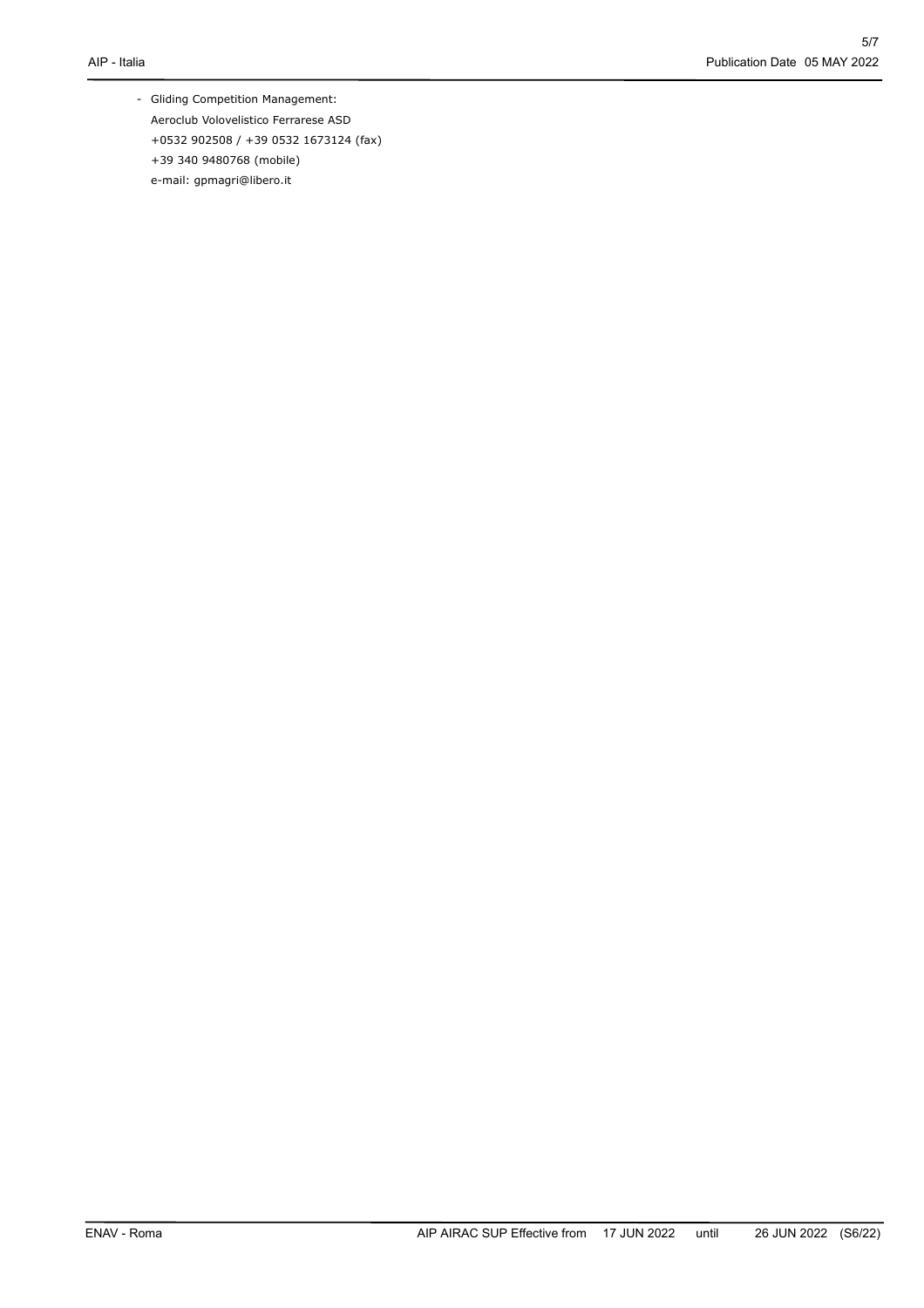- Gliding Competition Management:
  Aeroclub Volovelistico Ferrarese ASD
  +0532 902508 / +39 0532 1673124 (fax)
  +39 340 9480768 (mobile)
  e-mail: gpmagri@libero.it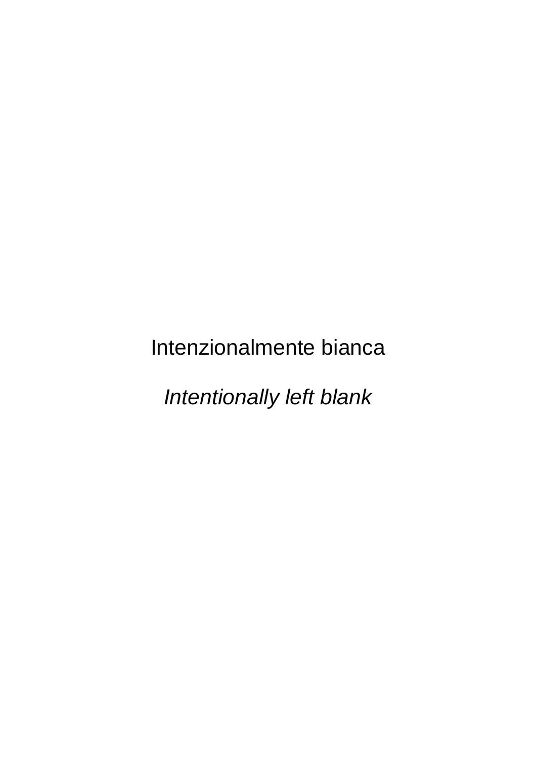Intenzionalmente bianca

*Intentionally left blank*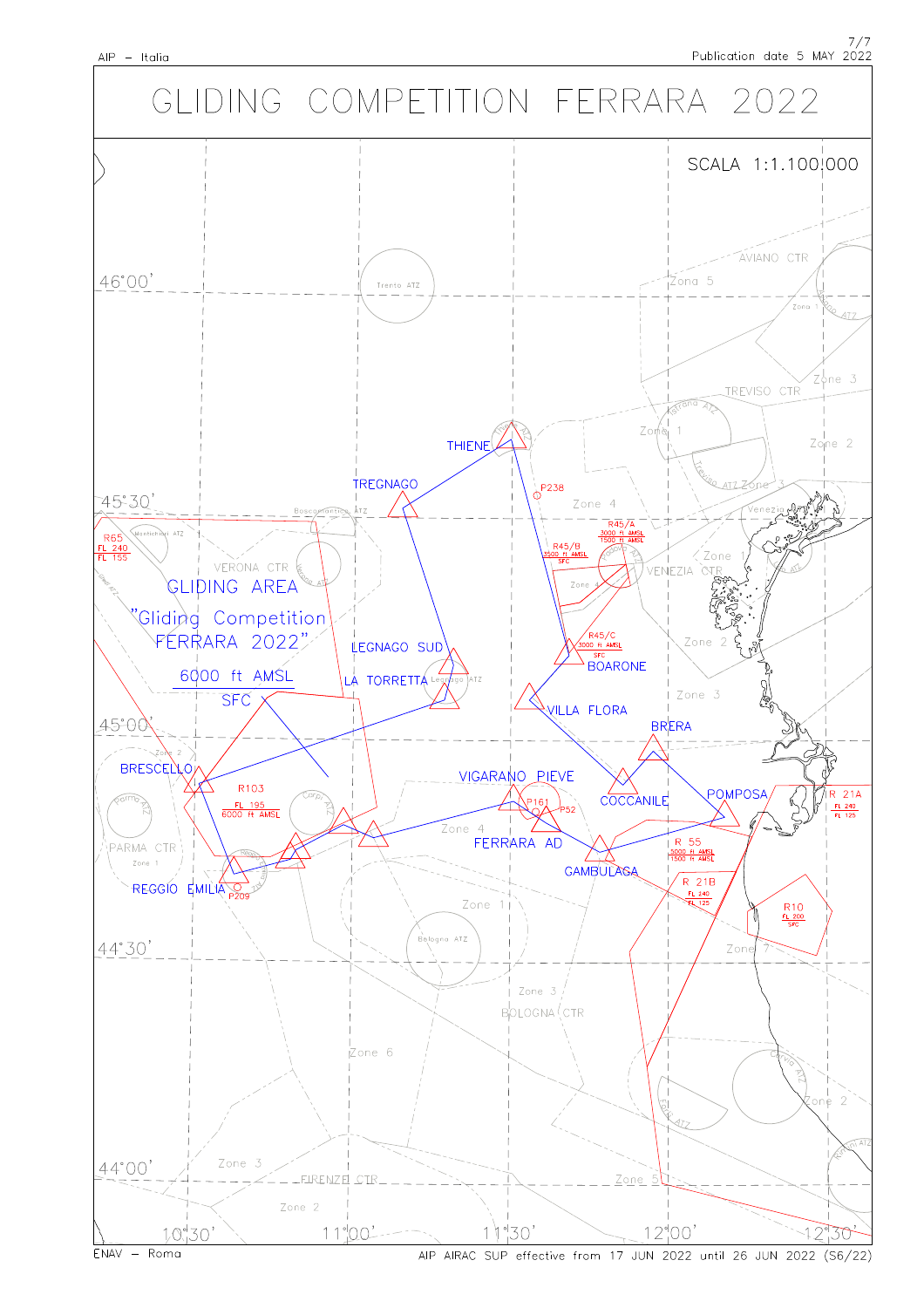# GLIDING COMPETITION FERRARA 2022

SCALA 1:1.100.000

GLIDING AREA
"Gliding Competition FERRARA 2022"
6000 ft AMSL
SFC

THIENE
TREGNAGO
LEGNAGO SUD
LA TORRETTA
BOARONE
VILLA FLORA
BRERA
COCCANILE
POMPOSA
VIGARANO PIEVE
FERRARA AD
GAMBULAGA
BRESCELLO
REGGIO EMILIA

R65 FL 240 FL 155
R103 FL 195 6000 ft AMSL
R45/A 3000 ft AMSL 1500 ft AMSL
R45/B 3500 ft AMSL SFC
R45/C 3000 ft AMSL SFC
R 55 3000 ft AMSL 1500 ft AMSL
R 21A FL 240 FL 125
R 21B FL 240 FL 125
R10 FL 200 SFC
P238
P161
P52
P209

46°00'
45°30'
45°00'
44°30'
44°00'
10°30'
11°00'
11°30'
12°00'
12°30'

AVIANO CTR
TREVISO CTR
VENEZIA CTR
VERONA CTR
PARMA CTR
BOLOGNA CTR
FIRENZE CTR
Trento ATZ
Boscomantico ATZ
Montichiari ATZ
Legnago ATZ
Bologna ATZ
Carpi ATZ
Parma ATZ
Istrana ATZ
Treviso ATZ
Venezia ATZ
Padova ATZ
Aviano ATZ
Cervia ATZ
Forlì ATZ
Rimini ATZ
Zona 5
Zona 1
Zone 1
Zone 2
Zone 3
Zone 4
Zone 5
Zone 6
Zone 7